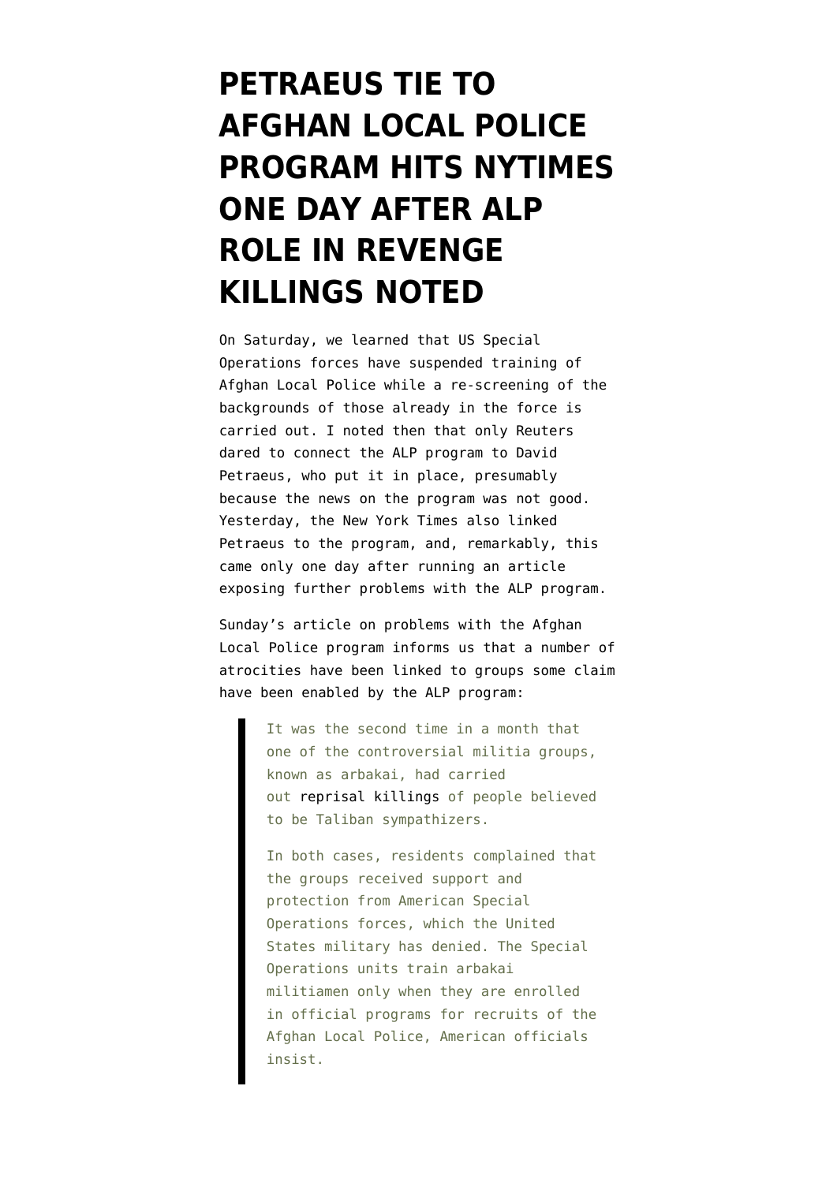# PETRAEUS TIE TO AFGHAN LOCAL POLICE PROGRAM HITS NYTIMES ONE DAY AFTER ALP ROLE IN REVENGE KILLINGS NOTED

On Saturday, we learned that US Special Operations forces have suspended training of Afghan Local Police while a re-screening of the backgrounds of those already in the force is carried out. I noted then that only Reuters dared to connect the ALP program to David Petraeus, who put it in place, presumably because the news on the program was not good. Yesterday, the New York Times also linked Petraeus to the program, and, remarkably, this came only one day after running an article exposing further problems with the ALP program.

Sunday's article on problems with the Afghan Local Police program informs us that a number of atrocities have been linked to groups some claim have been enabled by the ALP program:

> It was the second time in a month that one of the controversial militia groups, known as arbakai, had carried out reprisal killings of people believed to be Taliban sympathizers.
>
> In both cases, residents complained that the groups received support and protection from American Special Operations forces, which the United States military has denied. The Special Operations units train arbakai militiamen only when they are enrolled in official programs for recruits of the Afghan Local Police, American officials insist.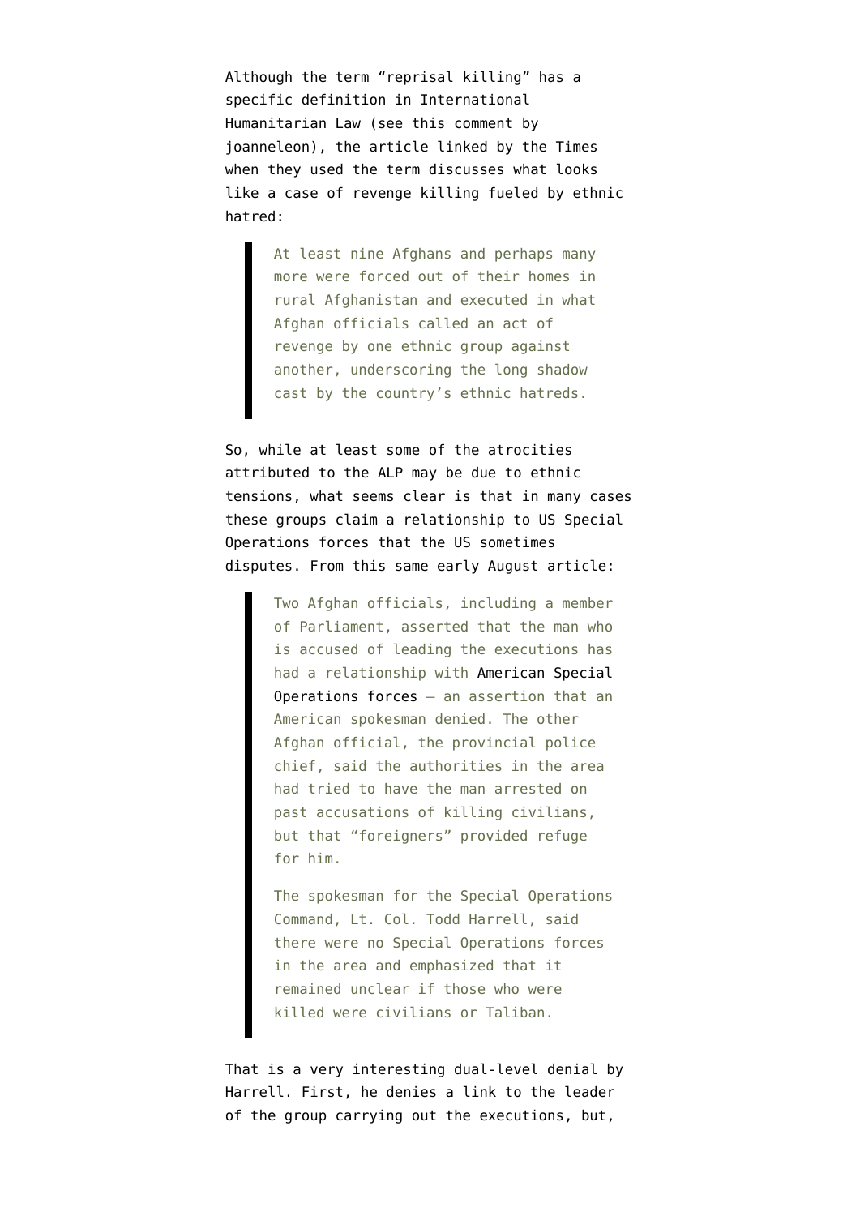Although the term "reprisal killing" has a specific definition in International Humanitarian Law (see this comment by joanneleon), the article linked by the Times when they used the term discusses what looks like a case of revenge killing fueled by ethnic hatred:

> At least nine Afghans and perhaps many more were forced out of their homes in rural Afghanistan and executed in what Afghan officials called an act of revenge by one ethnic group against another, underscoring the long shadow cast by the country's ethnic hatreds.

So, while at least some of the atrocities attributed to the ALP may be due to ethnic tensions, what seems clear is that in many cases these groups claim a relationship to US Special Operations forces that the US sometimes disputes. From this same early August article:

> Two Afghan officials, including a member of Parliament, asserted that the man who is accused of leading the executions has had a relationship with American Special Operations forces — an assertion that an American spokesman denied. The other Afghan official, the provincial police chief, said the authorities in the area had tried to have the man arrested on past accusations of killing civilians, but that "foreigners" provided refuge for him.
>
> The spokesman for the Special Operations Command, Lt. Col. Todd Harrell, said there were no Special Operations forces in the area and emphasized that it remained unclear if those who were killed were civilians or Taliban.

That is a very interesting dual-level denial by Harrell. First, he denies a link to the leader of the group carrying out the executions, but,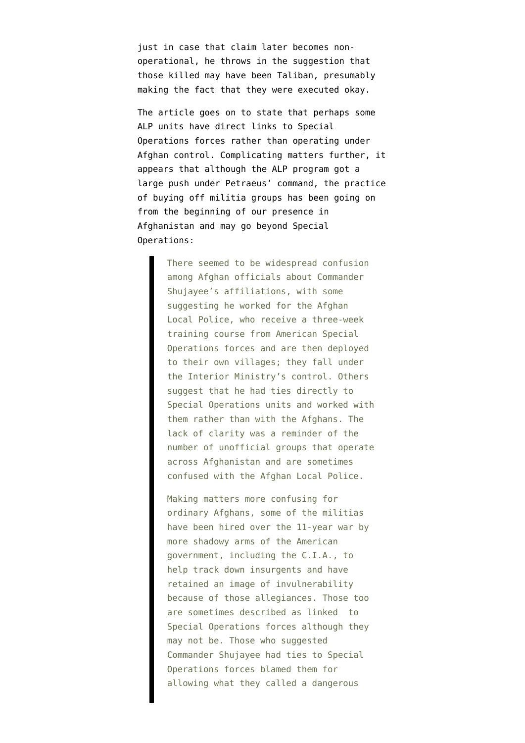just in case that claim later becomes non-operational, he throws in the suggestion that those killed may have been Taliban, presumably making the fact that they were executed okay.

The article goes on to state that perhaps some ALP units have direct links to Special Operations forces rather than operating under Afghan control. Complicating matters further, it appears that although the ALP program got a large push under Petraeus' command, the practice of buying off militia groups has been going on from the beginning of our presence in Afghanistan and may go beyond Special Operations:

> There seemed to be widespread confusion among Afghan officials about Commander Shujayee's affiliations, with some suggesting he worked for the Afghan Local Police, who receive a three-week training course from American Special Operations forces and are then deployed to their own villages; they fall under the Interior Ministry's control. Others suggest that he had ties directly to Special Operations units and worked with them rather than with the Afghans. The lack of clarity was a reminder of the number of unofficial groups that operate across Afghanistan and are sometimes confused with the Afghan Local Police.
>
> Making matters more confusing for ordinary Afghans, some of the militias have been hired over the 11-year war by more shadowy arms of the American government, including the C.I.A., to help track down insurgents and have retained an image of invulnerability because of those allegiances. Those too are sometimes described as linked to Special Operations forces although they may not be. Those who suggested Commander Shujayee had ties to Special Operations forces blamed them for allowing what they called a dangerous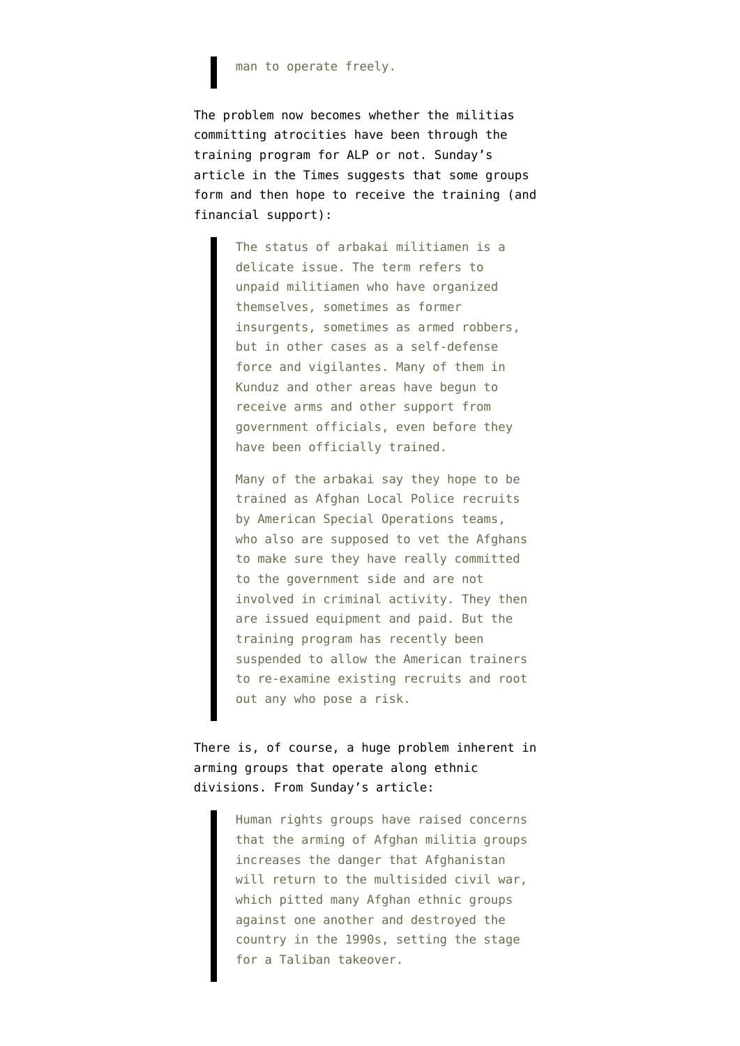> man to operate freely.

The problem now becomes whether the militias committing atrocities have been through the training program for ALP or not. Sunday's article in the Times suggests that some groups form and then hope to receive the training (and financial support):

> The status of arbakai militiamen is a delicate issue. The term refers to unpaid militiamen who have organized themselves, sometimes as former insurgents, sometimes as armed robbers, but in other cases as a self-defense force and vigilantes. Many of them in Kunduz and other areas have begun to receive arms and other support from government officials, even before they have been officially trained.
>
> Many of the arbakai say they hope to be trained as Afghan Local Police recruits by American Special Operations teams, who also are supposed to vet the Afghans to make sure they have really committed to the government side and are not involved in criminal activity. They then are issued equipment and paid. But the training program has recently been suspended to allow the American trainers to re-examine existing recruits and root out any who pose a risk.

There is, of course, a huge problem inherent in arming groups that operate along ethnic divisions. From Sunday's article:

> Human rights groups have raised concerns that the arming of Afghan militia groups increases the danger that Afghanistan will return to the multisided civil war, which pitted many Afghan ethnic groups against one another and destroyed the country in the 1990s, setting the stage for a Taliban takeover.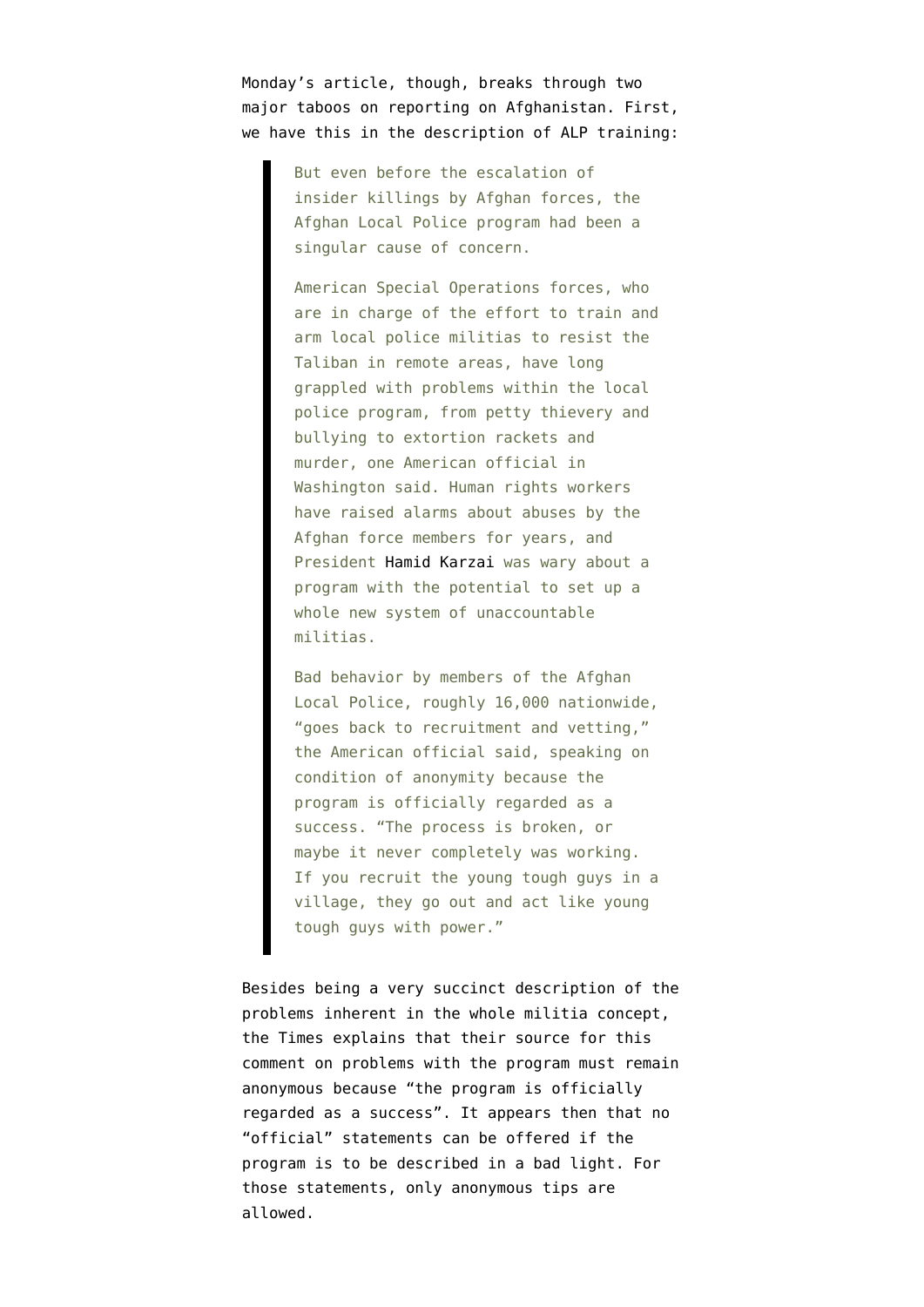Monday's article, though, breaks through two major taboos on reporting on Afghanistan. First, we have this in the description of ALP training:

> But even before the escalation of insider killings by Afghan forces, the Afghan Local Police program had been a singular cause of concern.
>
> American Special Operations forces, who are in charge of the effort to train and arm local police militias to resist the Taliban in remote areas, have long grappled with problems within the local police program, from petty thievery and bullying to extortion rackets and murder, one American official in Washington said. Human rights workers have raised alarms about abuses by the Afghan force members for years, and President Hamid Karzai was wary about a program with the potential to set up a whole new system of unaccountable militias.
>
> Bad behavior by members of the Afghan Local Police, roughly 16,000 nationwide, "goes back to recruitment and vetting," the American official said, speaking on condition of anonymity because the program is officially regarded as a success. "The process is broken, or maybe it never completely was working. If you recruit the young tough guys in a village, they go out and act like young tough guys with power."

Besides being a very succinct description of the problems inherent in the whole militia concept, the Times explains that their source for this comment on problems with the program must remain anonymous because "the program is officially regarded as a success". It appears then that no "official" statements can be offered if the program is to be described in a bad light. For those statements, only anonymous tips are allowed.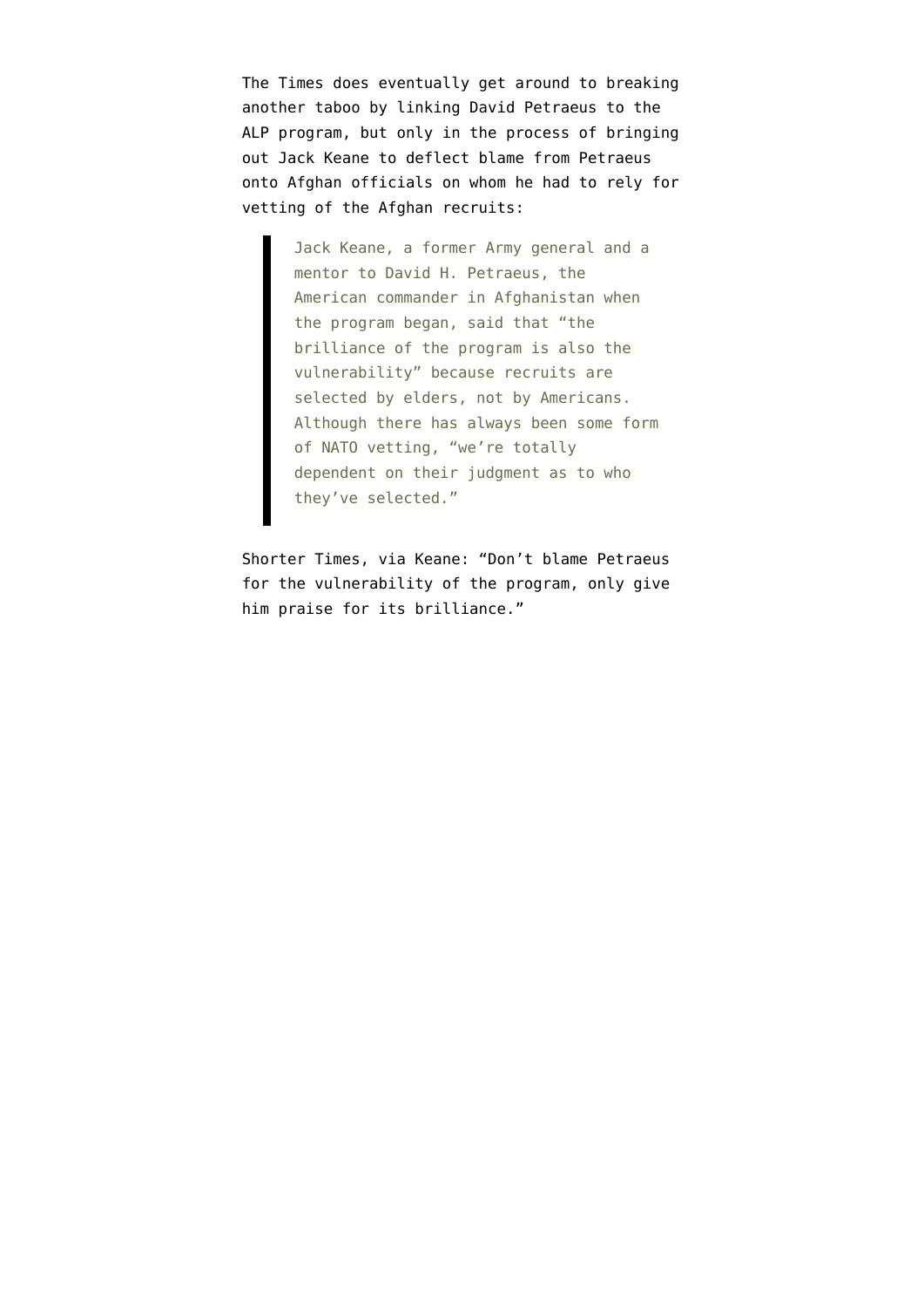The Times does eventually get around to breaking another taboo by linking David Petraeus to the ALP program, but only in the process of bringing out Jack Keane to deflect blame from Petraeus onto Afghan officials on whom he had to rely for vetting of the Afghan recruits:

> Jack Keane, a former Army general and a mentor to David H. Petraeus, the American commander in Afghanistan when the program began, said that "the brilliance of the program is also the vulnerability" because recruits are selected by elders, not by Americans. Although there has always been some form of NATO vetting, "we're totally dependent on their judgment as to who they've selected."

Shorter Times, via Keane: "Don't blame Petraeus for the vulnerability of the program, only give him praise for its brilliance."